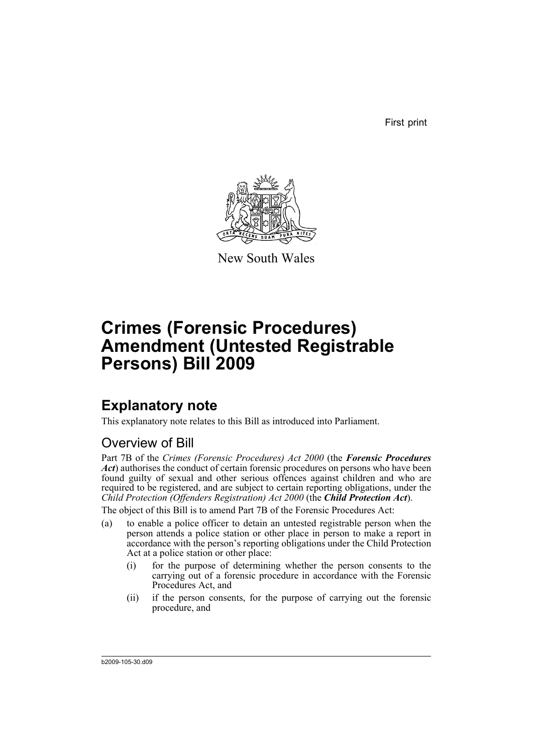First print

New South Wales

# Crimes (Forensic Procedures) Amendment (Untested Registrable Persons) Bill 2009

## Explanatory note

This explanatory note relates to this Bill as introduced into Parliament.

### Overview of Bill

Part 7B of the *Crimes (Forensic Procedures) Act 2000* (the ***Forensic Procedures Act***) authorises the conduct of certain forensic procedures on persons who have been found guilty of sexual and other serious offences against children and who are required to be registered, and are subject to certain reporting obligations, under the *Child Protection (Offenders Registration) Act 2000* (the ***Child Protection Act***).

The object of this Bill is to amend Part 7B of the Forensic Procedures Act:

(a) to enable a police officer to detain an untested registrable person when the person attends a police station or other place in person to make a report in accordance with the person's reporting obligations under the Child Protection Act at a police station or other place:

  (i) for the purpose of determining whether the person consents to the carrying out of a forensic procedure in accordance with the Forensic Procedures Act, and

  (ii) if the person consents, for the purpose of carrying out the forensic procedure, and

b2009-105-30.d09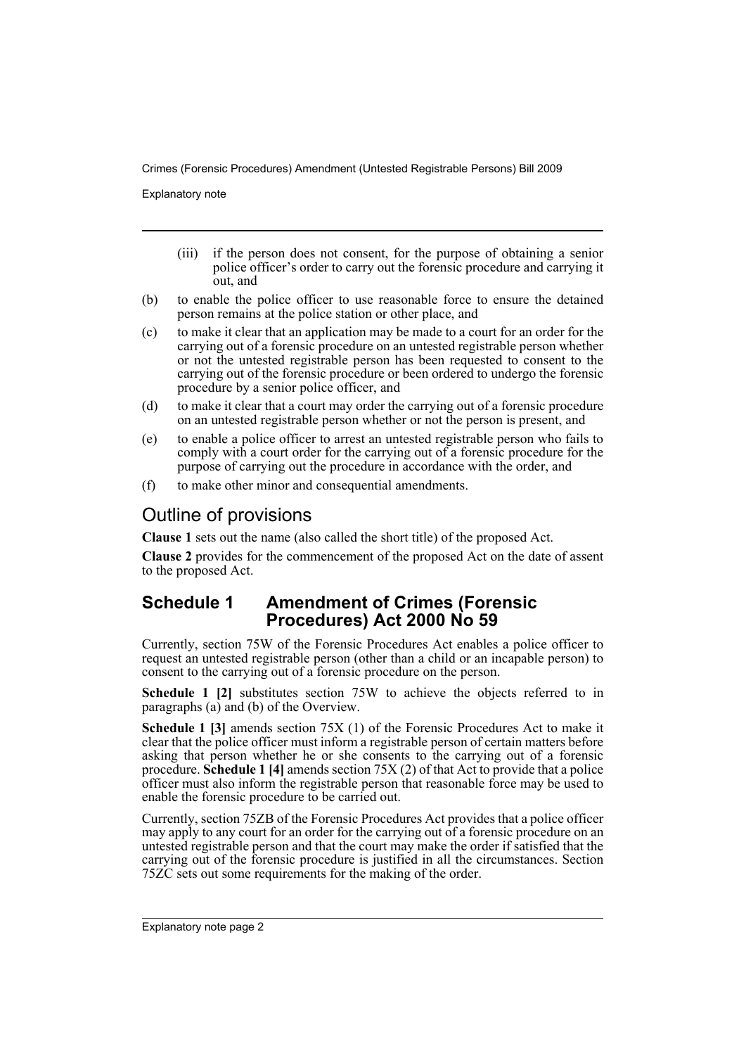(iii) if the person does not consent, for the purpose of obtaining a senior police officer's order to carry out the forensic procedure and carrying it out, and

(b) to enable the police officer to use reasonable force to ensure the detained person remains at the police station or other place, and

(c) to make it clear that an application may be made to a court for an order for the carrying out of a forensic procedure on an untested registrable person whether or not the untested registrable person has been requested to consent to the carrying out of the forensic procedure or been ordered to undergo the forensic procedure by a senior police officer, and

(d) to make it clear that a court may order the carrying out of a forensic procedure on an untested registrable person whether or not the person is present, and

(e) to enable a police officer to arrest an untested registrable person who fails to comply with a court order for the carrying out of a forensic procedure for the purpose of carrying out the procedure in accordance with the order, and

(f) to make other minor and consequential amendments.

## Outline of provisions

**Clause 1** sets out the name (also called the short title) of the proposed Act.

**Clause 2** provides for the commencement of the proposed Act on the date of assent to the proposed Act.

## Schedule 1 Amendment of Crimes (Forensic Procedures) Act 2000 No 59

Currently, section 75W of the Forensic Procedures Act enables a police officer to request an untested registrable person (other than a child or an incapable person) to consent to the carrying out of a forensic procedure on the person.

**Schedule 1 [2]** substitutes section 75W to achieve the objects referred to in paragraphs (a) and (b) of the Overview.

**Schedule 1 [3]** amends section 75X (1) of the Forensic Procedures Act to make it clear that the police officer must inform a registrable person of certain matters before asking that person whether he or she consents to the carrying out of a forensic procedure. **Schedule 1 [4]** amends section 75X (2) of that Act to provide that a police officer must also inform the registrable person that reasonable force may be used to enable the forensic procedure to be carried out.

Currently, section 75ZB of the Forensic Procedures Act provides that a police officer may apply to any court for an order for the carrying out of a forensic procedure on an untested registrable person and that the court may make the order if satisfied that the carrying out of the forensic procedure is justified in all the circumstances. Section 75ZC sets out some requirements for the making of the order.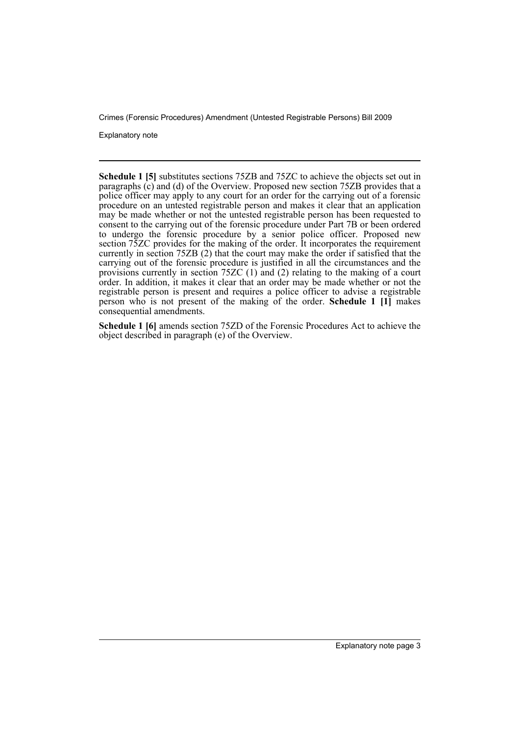**Schedule 1 [5]** substitutes sections 75ZB and 75ZC to achieve the objects set out in paragraphs (c) and (d) of the Overview. Proposed new section 75ZB provides that a police officer may apply to any court for an order for the carrying out of a forensic procedure on an untested registrable person and makes it clear that an application may be made whether or not the untested registrable person has been requested to consent to the carrying out of the forensic procedure under Part 7B or been ordered to undergo the forensic procedure by a senior police officer. Proposed new section 75ZC provides for the making of the order. It incorporates the requirement currently in section 75ZB (2) that the court may make the order if satisfied that the carrying out of the forensic procedure is justified in all the circumstances and the provisions currently in section 75ZC (1) and (2) relating to the making of a court order. In addition, it makes it clear that an order may be made whether or not the registrable person is present and requires a police officer to advise a registrable person who is not present of the making of the order. **Schedule 1 [1]** makes consequential amendments.

**Schedule 1 [6]** amends section 75ZD of the Forensic Procedures Act to achieve the object described in paragraph (e) of the Overview.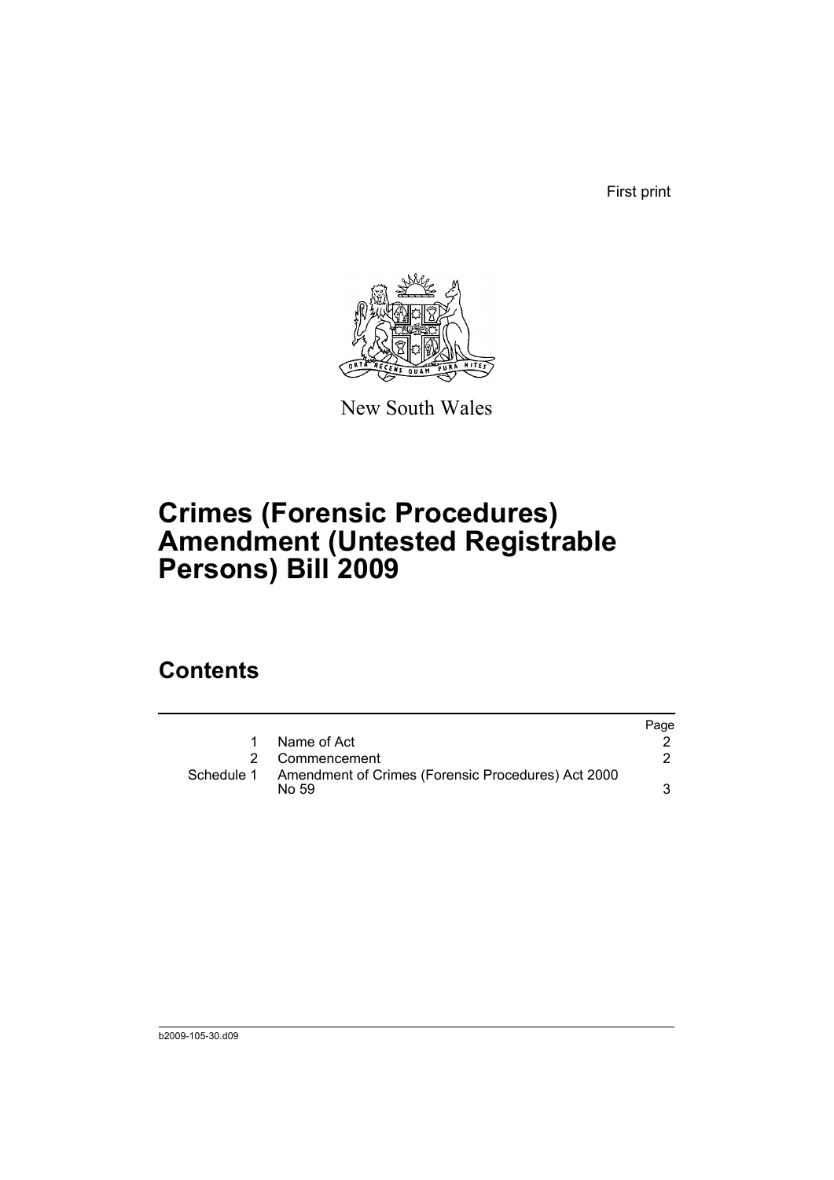First print

New South Wales

# Crimes (Forensic Procedures) Amendment (Untested Registrable Persons) Bill 2009

## Contents

| | | Page |
|---|---|---|
| 1 | Name of Act | 2 |
| 2 | Commencement | 2 |
| Schedule 1 | Amendment of Crimes (Forensic Procedures) Act 2000 No 59 | 3 |

b2009-105-30.d09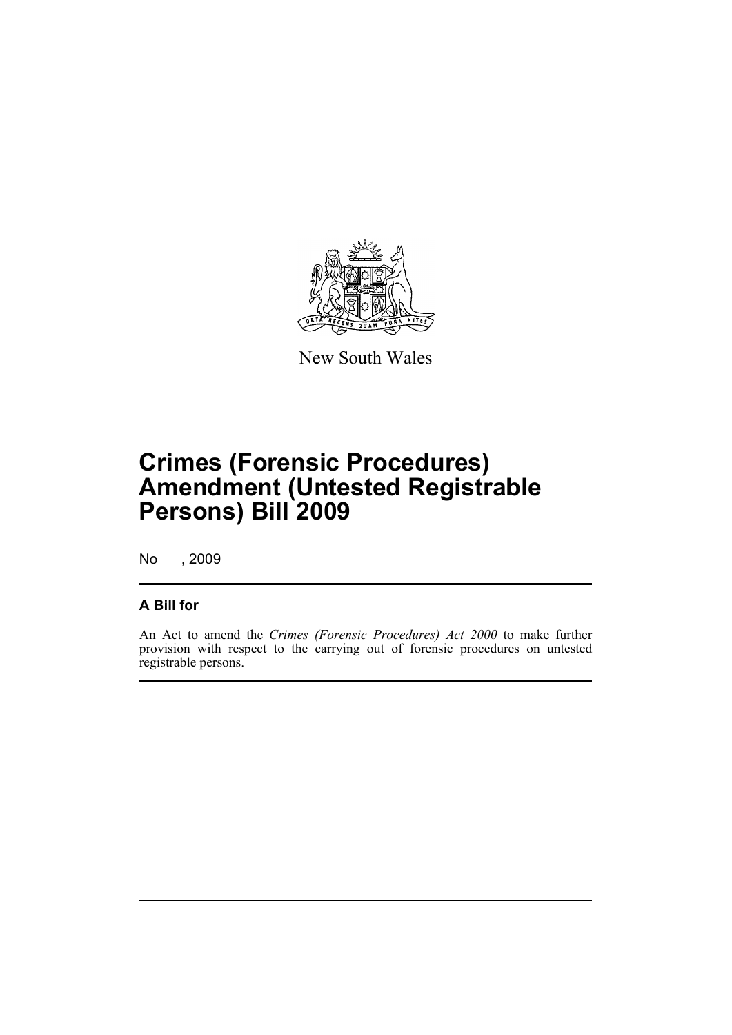New South Wales

# Crimes (Forensic Procedures) Amendment (Untested Registrable Persons) Bill 2009

No , 2009

## A Bill for

An Act to amend the *Crimes (Forensic Procedures) Act 2000* to make further provision with respect to the carrying out of forensic procedures on untested registrable persons.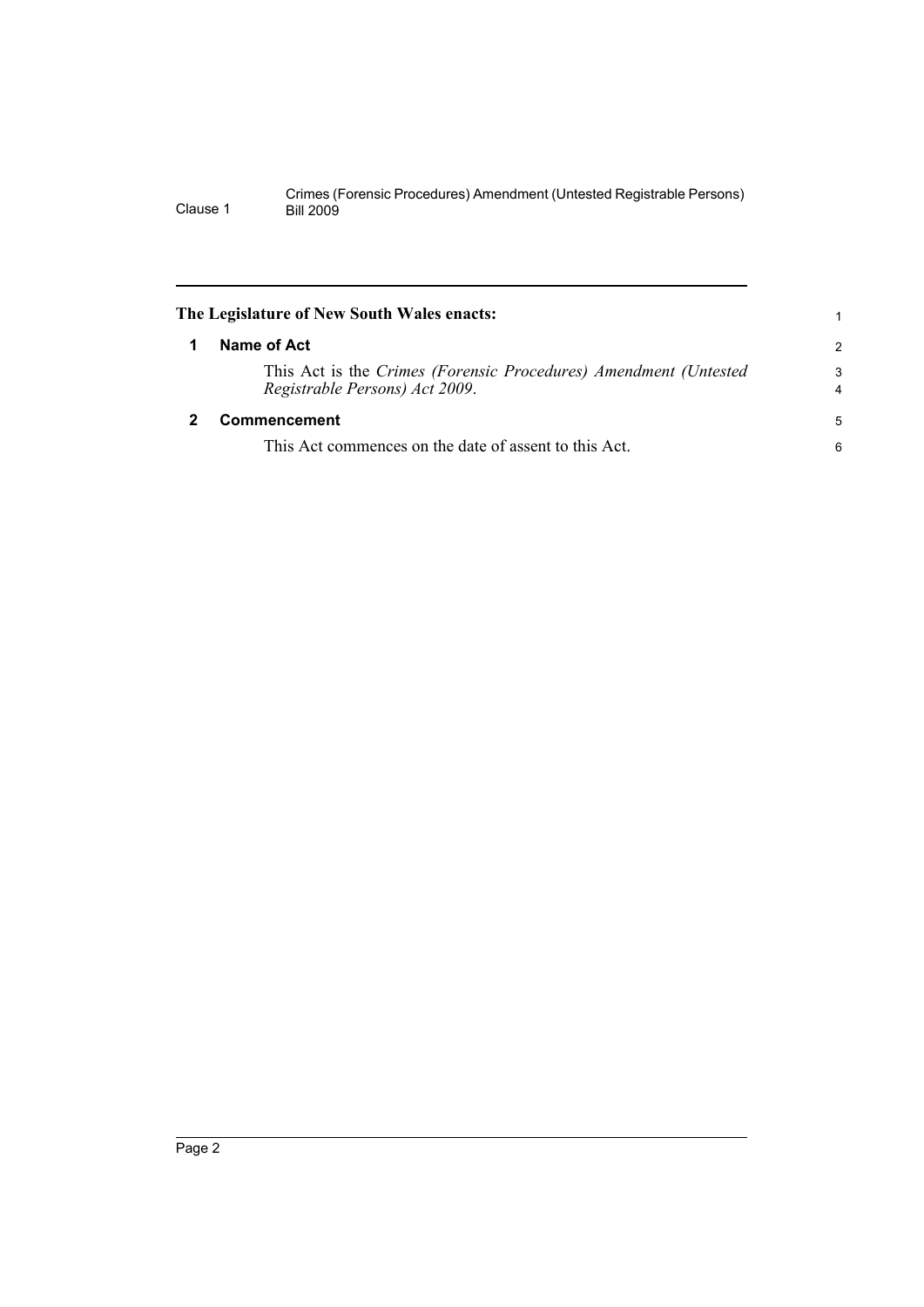**The Legislature of New South Wales enacts:**

## 1 Name of Act

This Act is the *Crimes (Forensic Procedures) Amendment (Untested Registrable Persons) Act 2009*.

## 2 Commencement

This Act commences on the date of assent to this Act.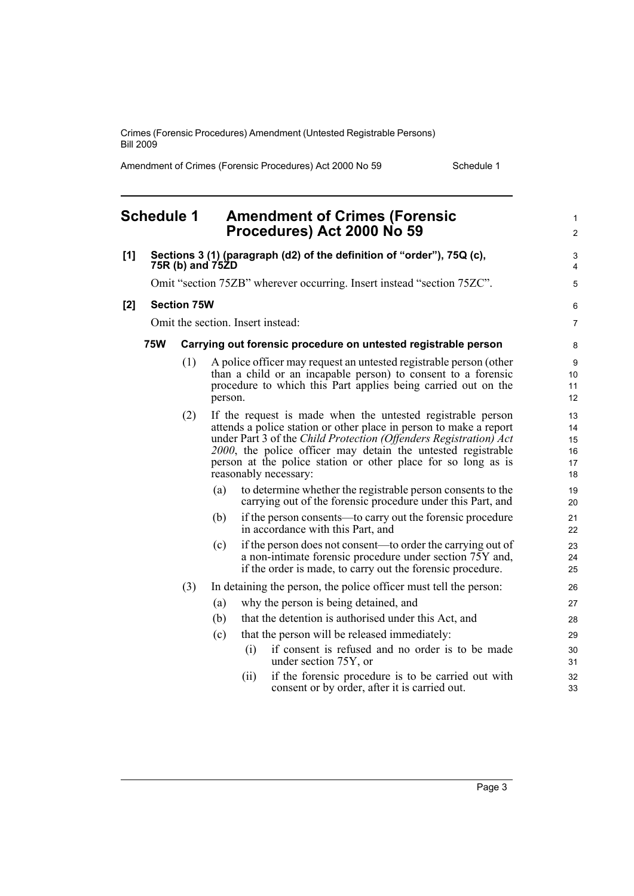## Schedule 1 Amendment of Crimes (Forensic Procedures) Act 2000 No 59

**[1] Sections 3 (1) (paragraph (d2) of the definition of "order"), 75Q (c), 75R (b) and 75ZD**

Omit "section 75ZB" wherever occurring. Insert instead "section 75ZC".

**[2] Section 75W**

Omit the section. Insert instead:

**75W Carrying out forensic procedure on untested registrable person**

(1) A police officer may request an untested registrable person (other than a child or an incapable person) to consent to a forensic procedure to which this Part applies being carried out on the person.

(2) If the request is made when the untested registrable person attends a police station or other place in person to make a report under Part 3 of the *Child Protection (Offenders Registration) Act 2000*, the police officer may detain the untested registrable person at the police station or other place for so long as is reasonably necessary:

- (a) to determine whether the registrable person consents to the carrying out of the forensic procedure under this Part, and
- (b) if the person consents—to carry out the forensic procedure in accordance with this Part, and
- (c) if the person does not consent—to order the carrying out of a non-intimate forensic procedure under section 75Y and, if the order is made, to carry out the forensic procedure.

(3) In detaining the person, the police officer must tell the person:

- (a) why the person is being detained, and
- (b) that the detention is authorised under this Act, and
- (c) that the person will be released immediately:
  - (i) if consent is refused and no order is to be made under section 75Y, or
  - (ii) if the forensic procedure is to be carried out with consent or by order, after it is carried out.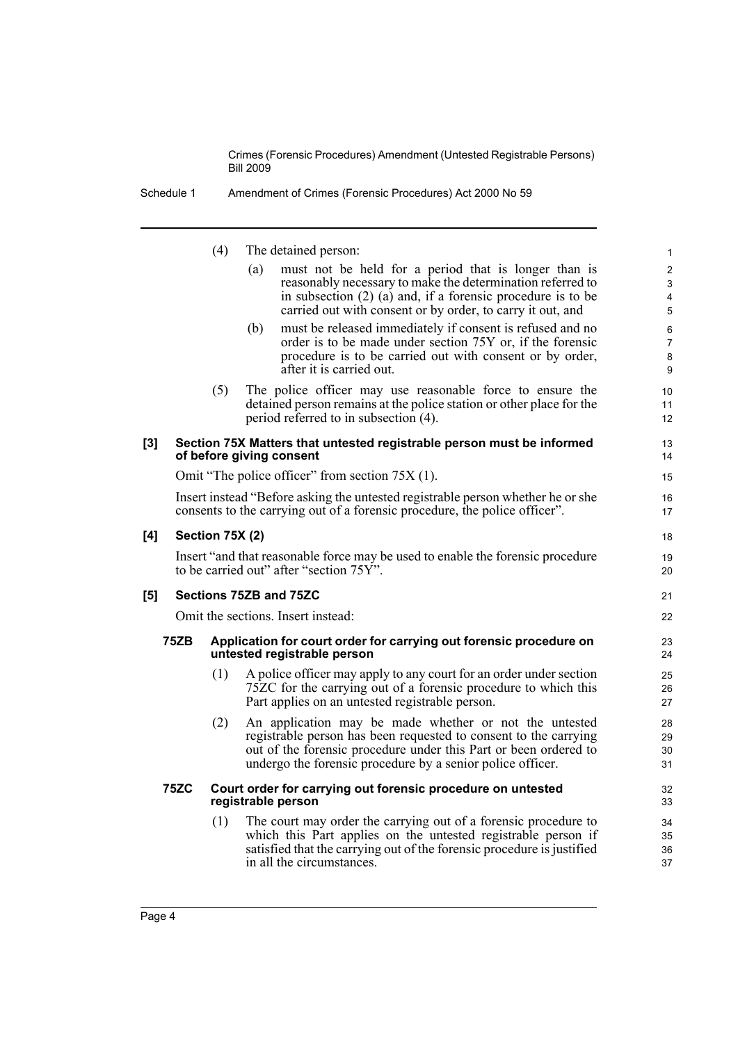(4) The detained person:

(a) must not be held for a period that is longer than is reasonably necessary to make the determination referred to in subsection (2) (a) and, if a forensic procedure is to be carried out with consent or by order, to carry it out, and

(b) must be released immediately if consent is refused and no order is to be made under section 75Y or, if the forensic procedure is to be carried out with consent or by order, after it is carried out.

(5) The police officer may use reasonable force to ensure the detained person remains at the police station or other place for the period referred to in subsection (4).

**[3] Section 75X Matters that untested registrable person must be informed of before giving consent**

Omit "The police officer" from section 75X (1).

Insert instead "Before asking the untested registrable person whether he or she consents to the carrying out of a forensic procedure, the police officer".

**[4] Section 75X (2)**

Insert "and that reasonable force may be used to enable the forensic procedure to be carried out" after "section 75Y".

**[5] Sections 75ZB and 75ZC**

Omit the sections. Insert instead:

**75ZB Application for court order for carrying out forensic procedure on untested registrable person**

(1) A police officer may apply to any court for an order under section 75ZC for the carrying out of a forensic procedure to which this Part applies on an untested registrable person.

(2) An application may be made whether or not the untested registrable person has been requested to consent to the carrying out of the forensic procedure under this Part or been ordered to undergo the forensic procedure by a senior police officer.

**75ZC Court order for carrying out forensic procedure on untested registrable person**

(1) The court may order the carrying out of a forensic procedure to which this Part applies on the untested registrable person if satisfied that the carrying out of the forensic procedure is justified in all the circumstances.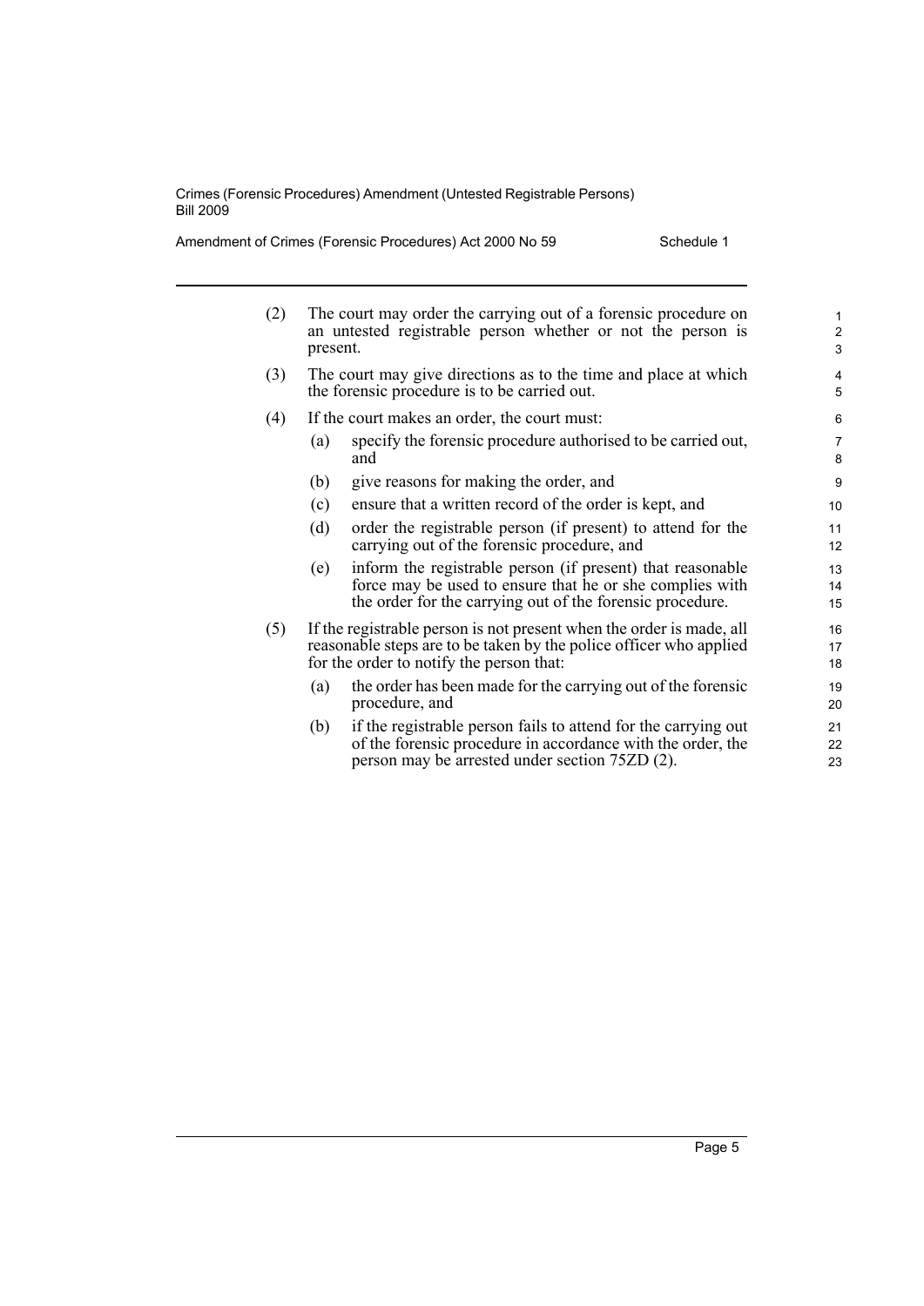(2) The court may order the carrying out of a forensic procedure on an untested registrable person whether or not the person is present.

(3) The court may give directions as to the time and place at which the forensic procedure is to be carried out.

(4) If the court makes an order, the court must:

- (a) specify the forensic procedure authorised to be carried out, and
- (b) give reasons for making the order, and
- (c) ensure that a written record of the order is kept, and
- (d) order the registrable person (if present) to attend for the carrying out of the forensic procedure, and
- (e) inform the registrable person (if present) that reasonable force may be used to ensure that he or she complies with the order for the carrying out of the forensic procedure.

(5) If the registrable person is not present when the order is made, all reasonable steps are to be taken by the police officer who applied for the order to notify the person that:

- (a) the order has been made for the carrying out of the forensic procedure, and
- (b) if the registrable person fails to attend for the carrying out of the forensic procedure in accordance with the order, the person may be arrested under section 75ZD (2).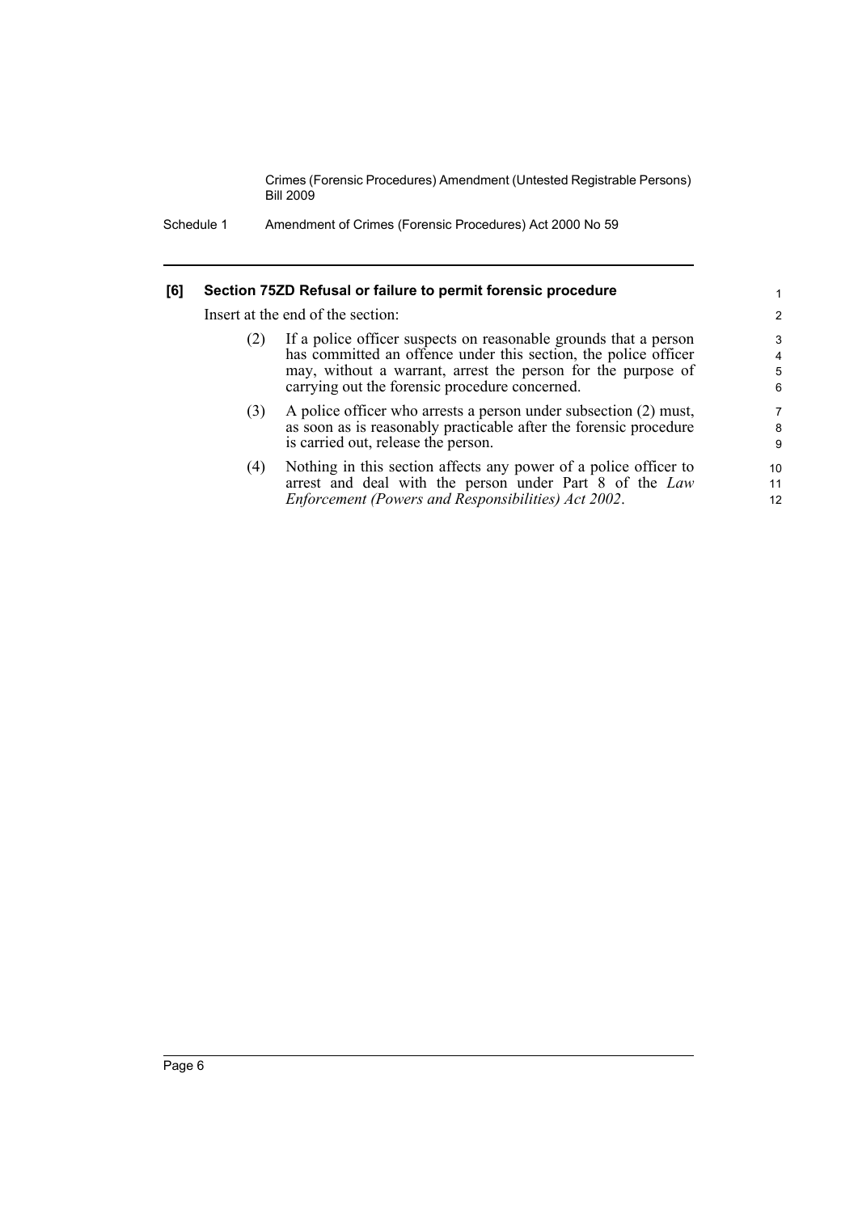**[6] Section 75ZD Refusal or failure to permit forensic procedure**

Insert at the end of the section:

(2) If a police officer suspects on reasonable grounds that a person has committed an offence under this section, the police officer may, without a warrant, arrest the person for the purpose of carrying out the forensic procedure concerned.

(3) A police officer who arrests a person under subsection (2) must, as soon as is reasonably practicable after the forensic procedure is carried out, release the person.

(4) Nothing in this section affects any power of a police officer to arrest and deal with the person under Part 8 of the *Law Enforcement (Powers and Responsibilities) Act 2002*.